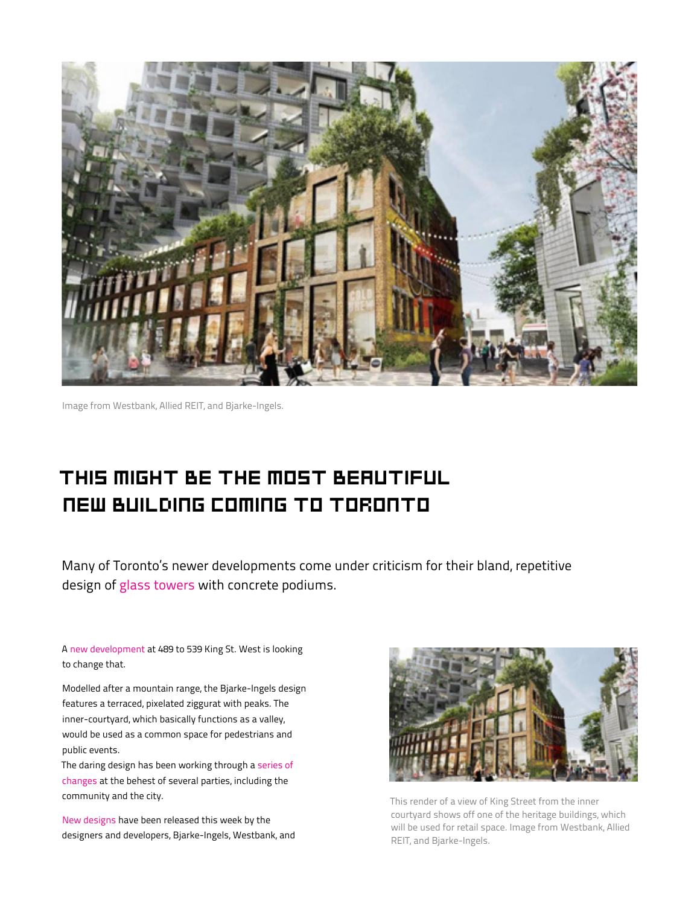Image from Westbank, Allied REIT, and Bjarke-Ingels.

# THIS MIGHT BE THE MOST BEAUTIFUL NEW BUILDING COMING TO TORONTO

Many of Toronto's newer developments come under criticism for their bland, repetitive design of glass towers with concrete podiums.

A new development at 489 to 539 King St. West is looking to change that.

Modelled after a mountain range, the Bjarke-Ingels design features a terraced, pixelated ziggurat with peaks. The inner-courtyard, which basically functions as a valley, would be used as a common space for pedestrians and public events.

The daring design has been working through a series of changes at the behest of several parties, including the community and the city.

This render of a view of King Street from the inner courtyard shows off one of the heritage buildings, which will be used for retail space. Image from Westbank, Allied REIT, and Bjarke-Ingels.

New designs have been released this week by the designers and developers, Bjarke-Ingels, Westbank, and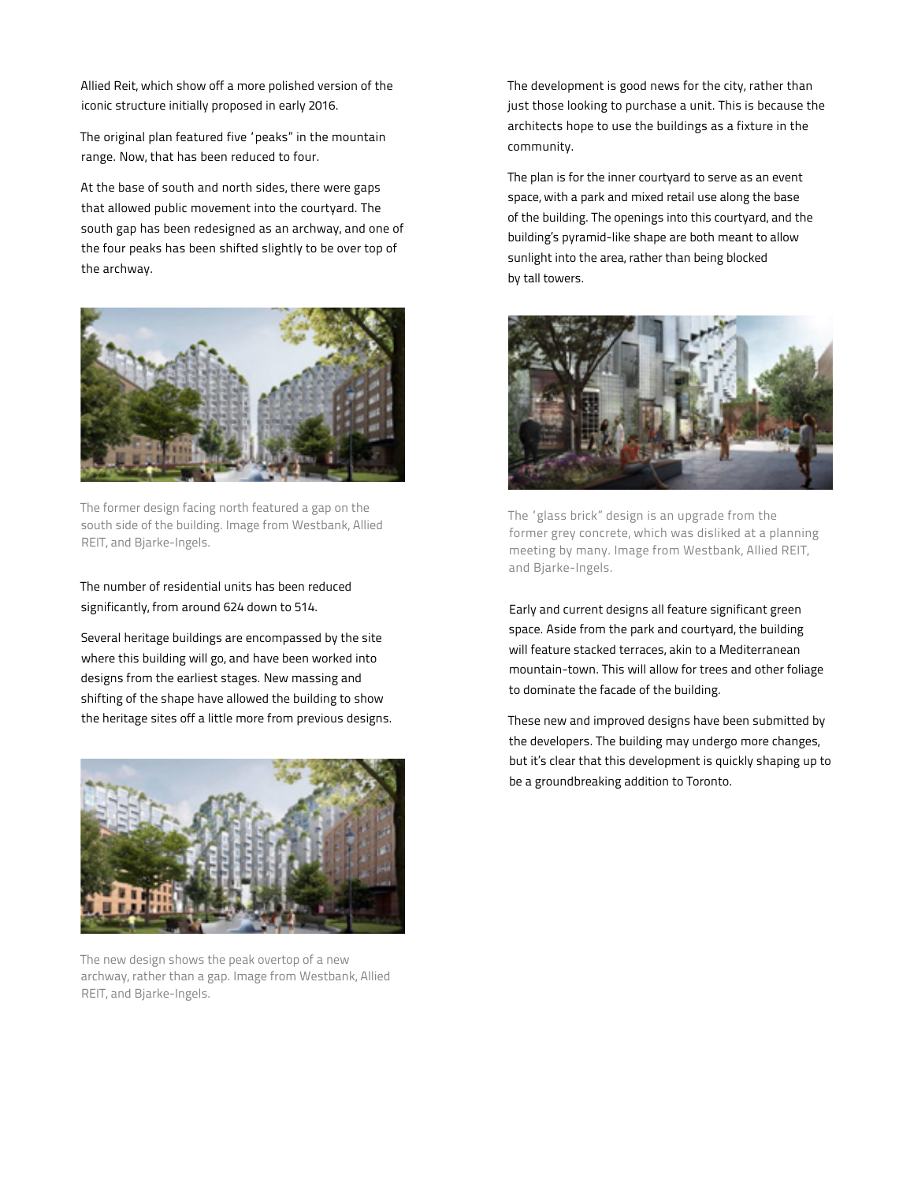Allied Reit, which show off a more polished version of the iconic structure initially proposed in early 2016.

The original plan featured five 'peaks" in the mountain range. Now, that has been reduced to four.

At the base of south and north sides, there were gaps that allowed public movement into the courtyard. The south gap has been redesigned as an archway, and one of the four peaks has been shifted slightly to be over top of the archway.

The former design facing north featured a gap on the south side of the building. Image from Westbank, Allied REIT, and Bjarke-Ingels.

The number of residential units has been reduced significantly, from around 624 down to 514.

Several heritage buildings are encompassed by the site where this building will go, and have been worked into designs from the earliest stages. New massing and shifting of the shape have allowed the building to show the heritage sites off a little more from previous designs.

The new design shows the peak overtop of a new archway, rather than a gap. Image from Westbank, Allied REIT, and Bjarke-Ingels.

The development is good news for the city, rather than just those looking to purchase a unit. This is because the architects hope to use the buildings as a fixture in the community.

The plan is for the inner courtyard to serve as an event space, with a park and mixed retail use along the base of the building. The openings into this courtyard, and the building's pyramid-like shape are both meant to allow sunlight into the area, rather than being blocked by tall towers.

The 'glass brick" design is an upgrade from the former grey concrete, which was disliked at a planning meeting by many. Image from Westbank, Allied REIT, and Bjarke-Ingels.

Early and current designs all feature significant green space. Aside from the park and courtyard, the building will feature stacked terraces, akin to a Mediterranean mountain-town. This will allow for trees and other foliage to dominate the facade of the building.

These new and improved designs have been submitted by the developers. The building may undergo more changes, but it's clear that this development is quickly shaping up to be a groundbreaking addition to Toronto.